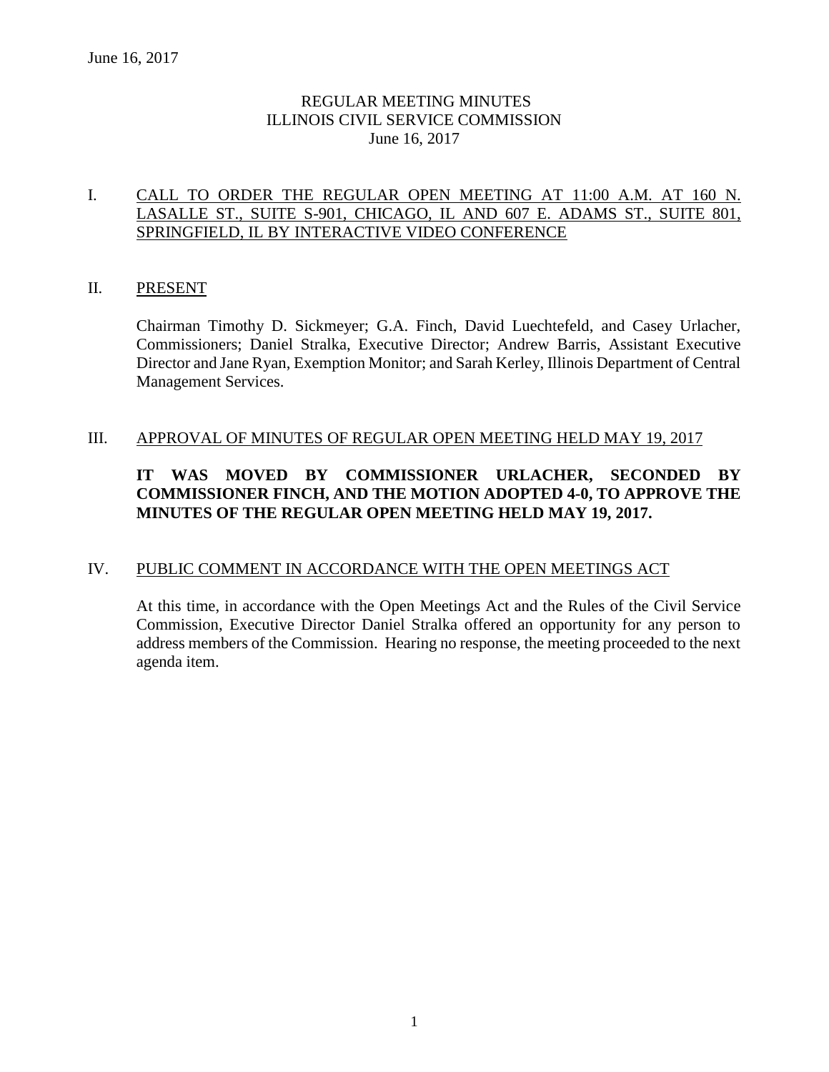# REGULAR MEETING MINUTES
# ILLINOIS CIVIL SERVICE COMMISSION
# June 16, 2017

## I. CALL TO ORDER THE REGULAR OPEN MEETING AT 11:00 A.M. AT 160 N. LASALLE ST., SUITE S-901, CHICAGO, IL AND 607 E. ADAMS ST., SUITE 801, SPRINGFIELD, IL BY INTERACTIVE VIDEO CONFERENCE

## II. PRESENT

Chairman Timothy D. Sickmeyer; G.A. Finch, David Luechtefeld, and Casey Urlacher, Commissioners; Daniel Stralka, Executive Director; Andrew Barris, Assistant Executive Director and Jane Ryan, Exemption Monitor; and Sarah Kerley, Illinois Department of Central Management Services.

## III. APPROVAL OF MINUTES OF REGULAR OPEN MEETING HELD MAY 19, 2017

**IT WAS MOVED BY COMMISSIONER URLACHER, SECONDED BY COMMISSIONER FINCH, AND THE MOTION ADOPTED 4-0, TO APPROVE THE MINUTES OF THE REGULAR OPEN MEETING HELD MAY 19, 2017.**

## IV. PUBLIC COMMENT IN ACCORDANCE WITH THE OPEN MEETINGS ACT

At this time, in accordance with the Open Meetings Act and the Rules of the Civil Service Commission, Executive Director Daniel Stralka offered an opportunity for any person to address members of the Commission. Hearing no response, the meeting proceeded to the next agenda item.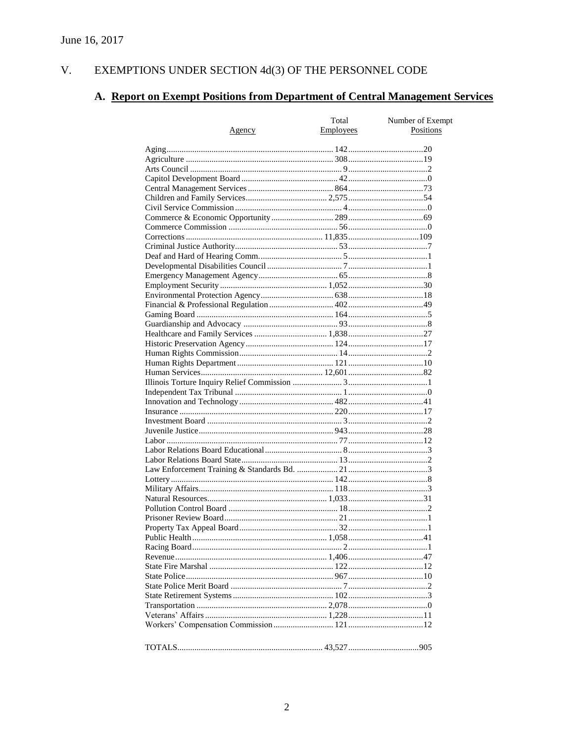June 16, 2017

## V. EXEMPTIONS UNDER SECTION 4d(3) OF THE PERSONNEL CODE

### A. Report on Exempt Positions from Department of Central Management Services

| Agency | Total Employees | Number of Exempt Positions |
|---|---|---|
| Aging | 142 | 20 |
| Agriculture | 308 | 19 |
| Arts Council | 9 | 2 |
| Capitol Development Board | 42 | 0 |
| Central Management Services | 864 | 73 |
| Children and Family Services | 2,575 | 54 |
| Civil Service Commission | 4 | 0 |
| Commerce & Economic Opportunity | 289 | 69 |
| Commerce Commission | 56 | 0 |
| Corrections | 11,835 | 109 |
| Criminal Justice Authority | 53 | 7 |
| Deaf and Hard of Hearing Comm. | 5 | 1 |
| Developmental Disabilities Council | 7 | 1 |
| Emergency Management Agency | 65 | 8 |
| Employment Security | 1,052 | 30 |
| Environmental Protection Agency | 638 | 18 |
| Financial & Professional Regulation | 402 | 49 |
| Gaming Board | 164 | 5 |
| Guardianship and Advocacy | 93 | 8 |
| Healthcare and Family Services | 1,838 | 27 |
| Historic Preservation Agency | 124 | 17 |
| Human Rights Commission | 14 | 2 |
| Human Rights Department | 121 | 10 |
| Human Services | 12,601 | 82 |
| Illinois Torture Inquiry Relief Commission | 3 | 1 |
| Independent Tax Tribunal | 1 | 0 |
| Innovation and Technology | 482 | 41 |
| Insurance | 220 | 17 |
| Investment Board | 3 | 2 |
| Juvenile Justice | 943 | 28 |
| Labor | 77 | 12 |
| Labor Relations Board Educational | 8 | 3 |
| Labor Relations Board State | 13 | 2 |
| Law Enforcement Training & Standards Bd. | 21 | 3 |
| Lottery | 142 | 8 |
| Military Affairs | 118 | 3 |
| Natural Resources | 1,033 | 31 |
| Pollution Control Board | 18 | 2 |
| Prisoner Review Board | 21 | 1 |
| Property Tax Appeal Board | 32 | 1 |
| Public Health | 1,058 | 41 |
| Racing Board | 2 | 1 |
| Revenue | 1,406 | 47 |
| State Fire Marshal | 122 | 12 |
| State Police | 967 | 10 |
| State Police Merit Board | 7 | 2 |
| State Retirement Systems | 102 | 3 |
| Transportation | 2,078 | 0 |
| Veterans' Affairs | 1,228 | 11 |
| Workers' Compensation Commission | 121 | 12 |
| TOTALS | 43,527 | 905 |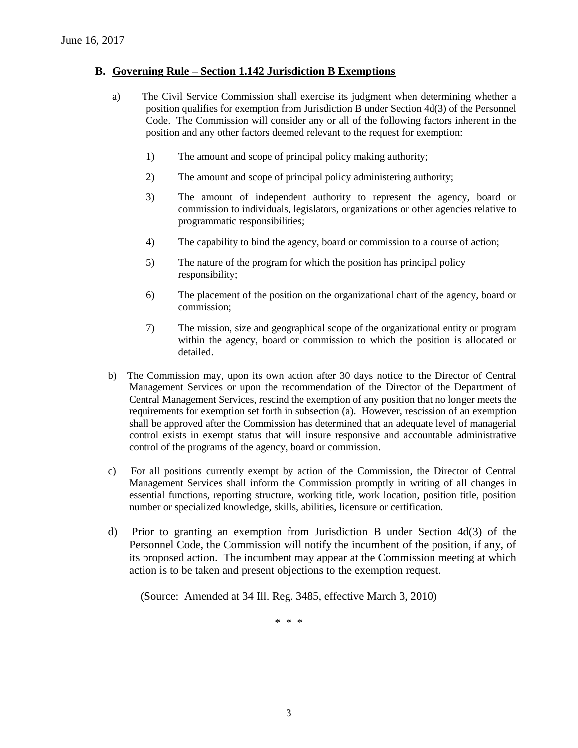June 16, 2017

## B. Governing Rule – Section 1.142 Jurisdiction B Exemptions

a) The Civil Service Commission shall exercise its judgment when determining whether a position qualifies for exemption from Jurisdiction B under Section 4d(3) of the Personnel Code. The Commission will consider any or all of the following factors inherent in the position and any other factors deemed relevant to the request for exemption:

1) The amount and scope of principal policy making authority;

2) The amount and scope of principal policy administering authority;

3) The amount of independent authority to represent the agency, board or commission to individuals, legislators, organizations or other agencies relative to programmatic responsibilities;

4) The capability to bind the agency, board or commission to a course of action;

5) The nature of the program for which the position has principal policy responsibility;

6) The placement of the position on the organizational chart of the agency, board or commission;

7) The mission, size and geographical scope of the organizational entity or program within the agency, board or commission to which the position is allocated or detailed.

b) The Commission may, upon its own action after 30 days notice to the Director of Central Management Services or upon the recommendation of the Director of the Department of Central Management Services, rescind the exemption of any position that no longer meets the requirements for exemption set forth in subsection (a). However, rescission of an exemption shall be approved after the Commission has determined that an adequate level of managerial control exists in exempt status that will insure responsive and accountable administrative control of the programs of the agency, board or commission.

c) For all positions currently exempt by action of the Commission, the Director of Central Management Services shall inform the Commission promptly in writing of all changes in essential functions, reporting structure, working title, work location, position title, position number or specialized knowledge, skills, abilities, licensure or certification.

d) Prior to granting an exemption from Jurisdiction B under Section 4d(3) of the Personnel Code, the Commission will notify the incumbent of the position, if any, of its proposed action. The incumbent may appear at the Commission meeting at which action is to be taken and present objections to the exemption request.

(Source: Amended at 34 Ill. Reg. 3485, effective March 3, 2010)

\* \* \*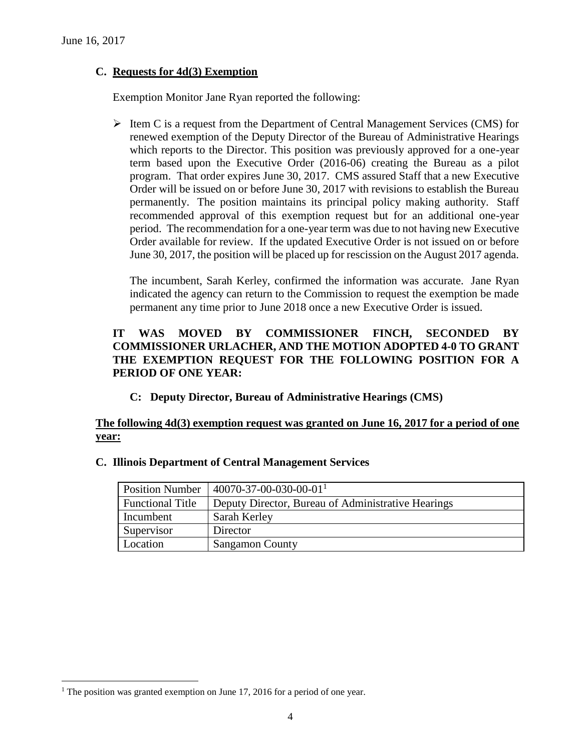June 16, 2017

## C. Requests for 4d(3) Exemption

Exemption Monitor Jane Ryan reported the following:

- Item C is a request from the Department of Central Management Services (CMS) for renewed exemption of the Deputy Director of the Bureau of Administrative Hearings which reports to the Director. This position was previously approved for a one-year term based upon the Executive Order (2016-06) creating the Bureau as a pilot program. That order expires June 30, 2017. CMS assured Staff that a new Executive Order will be issued on or before June 30, 2017 with revisions to establish the Bureau permanently. The position maintains its principal policy making authority. Staff recommended approval of this exemption request but for an additional one-year period. The recommendation for a one-year term was due to not having new Executive Order available for review. If the updated Executive Order is not issued on or before June 30, 2017, the position will be placed up for rescission on the August 2017 agenda.

  The incumbent, Sarah Kerley, confirmed the information was accurate. Jane Ryan indicated the agency can return to the Commission to request the exemption be made permanent any time prior to June 2018 once a new Executive Order is issued.

**IT WAS MOVED BY COMMISSIONER FINCH, SECONDED BY COMMISSIONER URLACHER, AND THE MOTION ADOPTED 4-0 TO GRANT THE EXEMPTION REQUEST FOR THE FOLLOWING POSITION FOR A PERIOD OF ONE YEAR:**

**C: Deputy Director, Bureau of Administrative Hearings (CMS)**

**The following 4d(3) exemption request was granted on June 16, 2017 for a period of one year:**

**C. Illinois Department of Central Management Services**

| Position Number | 40070-37-00-030-00-01[1] |
|---|---|
| Functional Title | Deputy Director, Bureau of Administrative Hearings |
| Incumbent | Sarah Kerley |
| Supervisor | Director |
| Location | Sangamon County |

[1] The position was granted exemption on June 17, 2016 for a period of one year.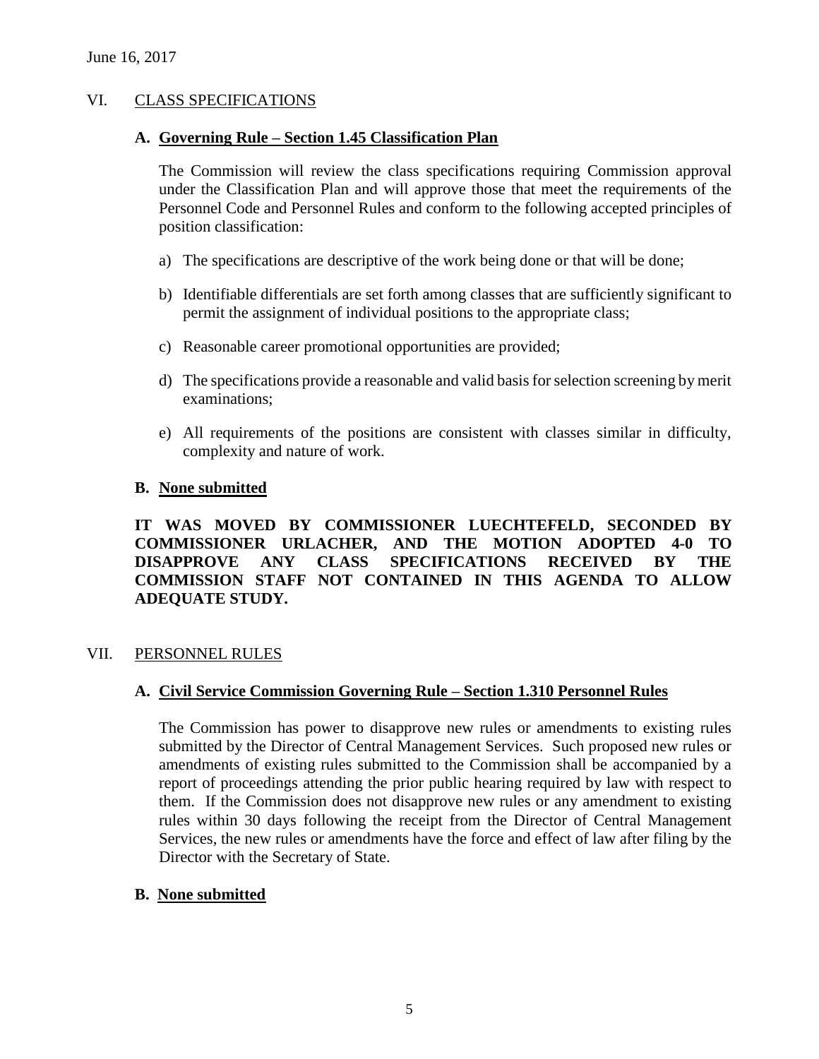June 16, 2017

## VI. CLASS SPECIFICATIONS

### A. Governing Rule – Section 1.45 Classification Plan

The Commission will review the class specifications requiring Commission approval under the Classification Plan and will approve those that meet the requirements of the Personnel Code and Personnel Rules and conform to the following accepted principles of position classification:

a) The specifications are descriptive of the work being done or that will be done;

b) Identifiable differentials are set forth among classes that are sufficiently significant to permit the assignment of individual positions to the appropriate class;

c) Reasonable career promotional opportunities are provided;

d) The specifications provide a reasonable and valid basis for selection screening by merit examinations;

e) All requirements of the positions are consistent with classes similar in difficulty, complexity and nature of work.

### B. None submitted

**IT WAS MOVED BY COMMISSIONER LUECHTEFELD, SECONDED BY COMMISSIONER URLACHER, AND THE MOTION ADOPTED 4-0 TO DISAPPROVE ANY CLASS SPECIFICATIONS RECEIVED BY THE COMMISSION STAFF NOT CONTAINED IN THIS AGENDA TO ALLOW ADEQUATE STUDY.**

## VII. PERSONNEL RULES

### A. Civil Service Commission Governing Rule – Section 1.310 Personnel Rules

The Commission has power to disapprove new rules or amendments to existing rules submitted by the Director of Central Management Services. Such proposed new rules or amendments of existing rules submitted to the Commission shall be accompanied by a report of proceedings attending the prior public hearing required by law with respect to them. If the Commission does not disapprove new rules or any amendment to existing rules within 30 days following the receipt from the Director of Central Management Services, the new rules or amendments have the force and effect of law after filing by the Director with the Secretary of State.

### B. None submitted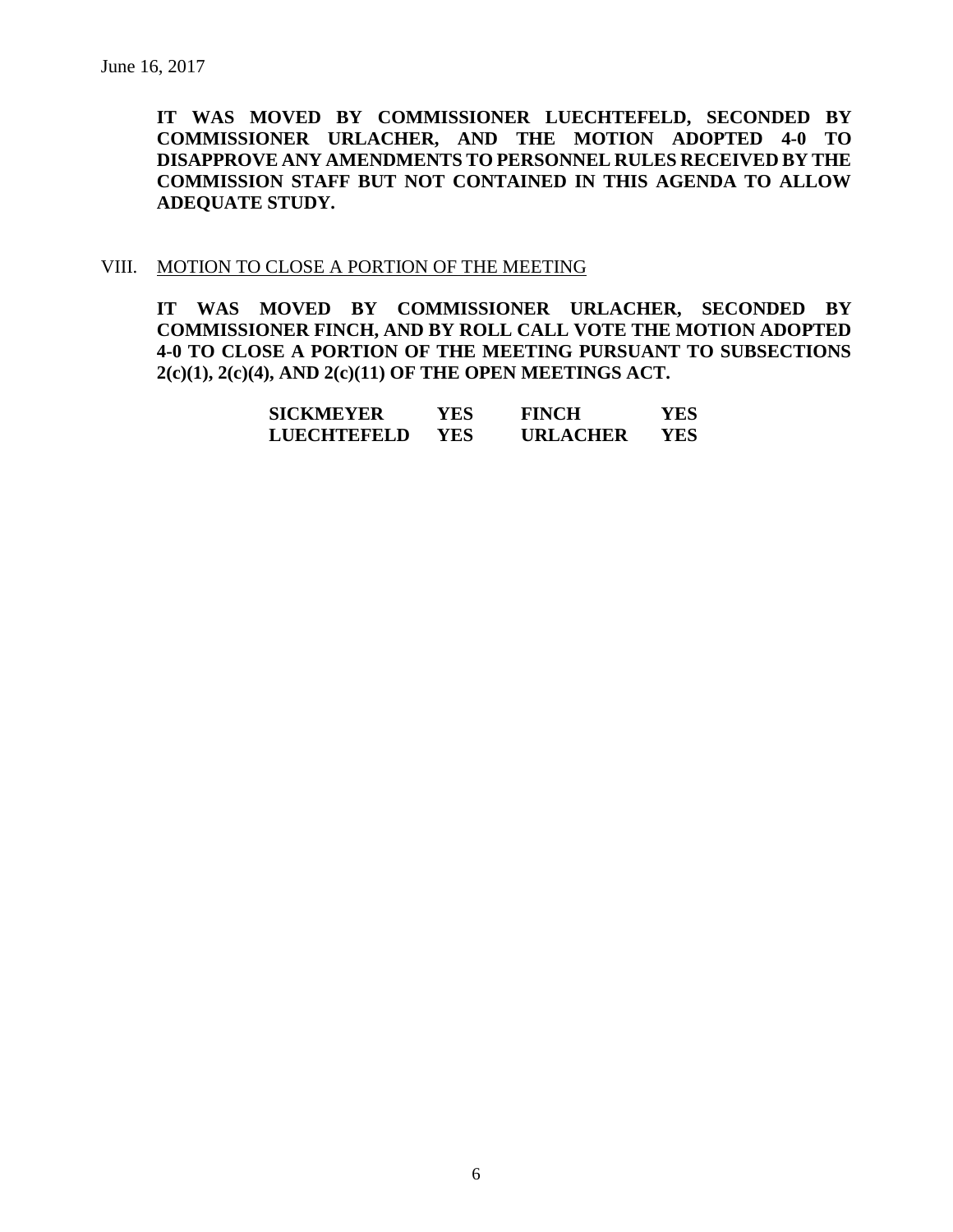June 16, 2017

**IT WAS MOVED BY COMMISSIONER LUECHTEFELD, SECONDED BY COMMISSIONER URLACHER, AND THE MOTION ADOPTED 4-0 TO DISAPPROVE ANY AMENDMENTS TO PERSONNEL RULES RECEIVED BY THE COMMISSION STAFF BUT NOT CONTAINED IN THIS AGENDA TO ALLOW ADEQUATE STUDY.**

VIII. MOTION TO CLOSE A PORTION OF THE MEETING

**IT WAS MOVED BY COMMISSIONER URLACHER, SECONDED BY COMMISSIONER FINCH, AND BY ROLL CALL VOTE THE MOTION ADOPTED 4-0 TO CLOSE A PORTION OF THE MEETING PURSUANT TO SUBSECTIONS 2(c)(1), 2(c)(4), AND 2(c)(11) OF THE OPEN MEETINGS ACT.**

| | | | |
|---|---|---|---|
| **SICKMEYER** | **YES** | **FINCH** | **YES** |
| **LUECHTEFELD** | **YES** | **URLACHER** | **YES** |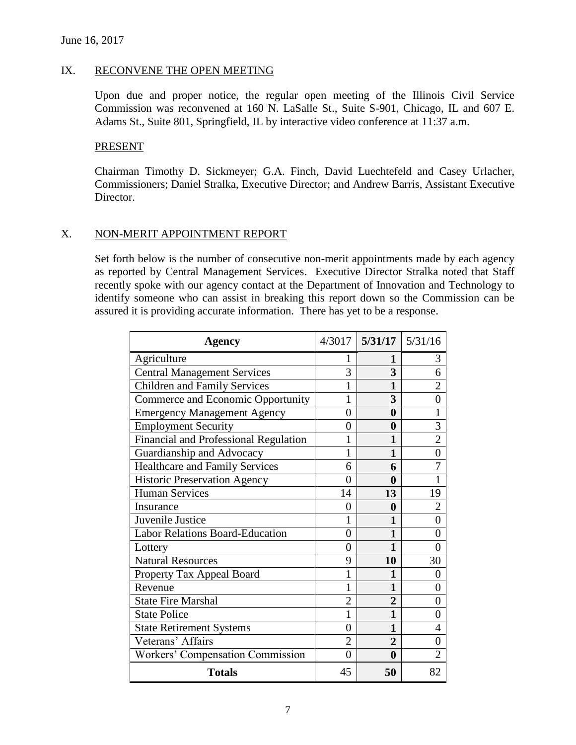June 16, 2017

## IX. RECONVENE THE OPEN MEETING

Upon due and proper notice, the regular open meeting of the Illinois Civil Service Commission was reconvened at 160 N. LaSalle St., Suite S-901, Chicago, IL and 607 E. Adams St., Suite 801, Springfield, IL by interactive video conference at 11:37 a.m.

### PRESENT

Chairman Timothy D. Sickmeyer; G.A. Finch, David Luechtefeld and Casey Urlacher, Commissioners; Daniel Stralka, Executive Director; and Andrew Barris, Assistant Executive Director.

## X. NON-MERIT APPOINTMENT REPORT

Set forth below is the number of consecutive non-merit appointments made by each agency as reported by Central Management Services. Executive Director Stralka noted that Staff recently spoke with our agency contact at the Department of Innovation and Technology to identify someone who can assist in breaking this report down so the Commission can be assured it is providing accurate information. There has yet to be a response.

| Agency | 4/3017 | **5/31/17** | 5/31/16 |
|---|---|---|---|
| Agriculture | 1 | **1** | 3 |
| Central Management Services | 3 | **3** | 6 |
| Children and Family Services | 1 | **1** | 2 |
| Commerce and Economic Opportunity | 1 | **3** | 0 |
| Emergency Management Agency | 0 | **0** | 1 |
| Employment Security | 0 | **0** | 3 |
| Financial and Professional Regulation | 1 | **1** | 2 |
| Guardianship and Advocacy | 1 | **1** | 0 |
| Healthcare and Family Services | 6 | **6** | 7 |
| Historic Preservation Agency | 0 | **0** | 1 |
| Human Services | 14 | **13** | 19 |
| Insurance | 0 | **0** | 2 |
| Juvenile Justice | 1 | **1** | 0 |
| Labor Relations Board-Education | 0 | **1** | 0 |
| Lottery | 0 | **1** | 0 |
| Natural Resources | 9 | **10** | 30 |
| Property Tax Appeal Board | 1 | **1** | 0 |
| Revenue | 1 | **1** | 0 |
| State Fire Marshal | 2 | **2** | 0 |
| State Police | 1 | **1** | 0 |
| State Retirement Systems | 0 | **1** | 4 |
| Veterans' Affairs | 2 | **2** | 0 |
| Workers' Compensation Commission | 0 | **0** | 2 |
| **Totals** | 45 | **50** | 82 |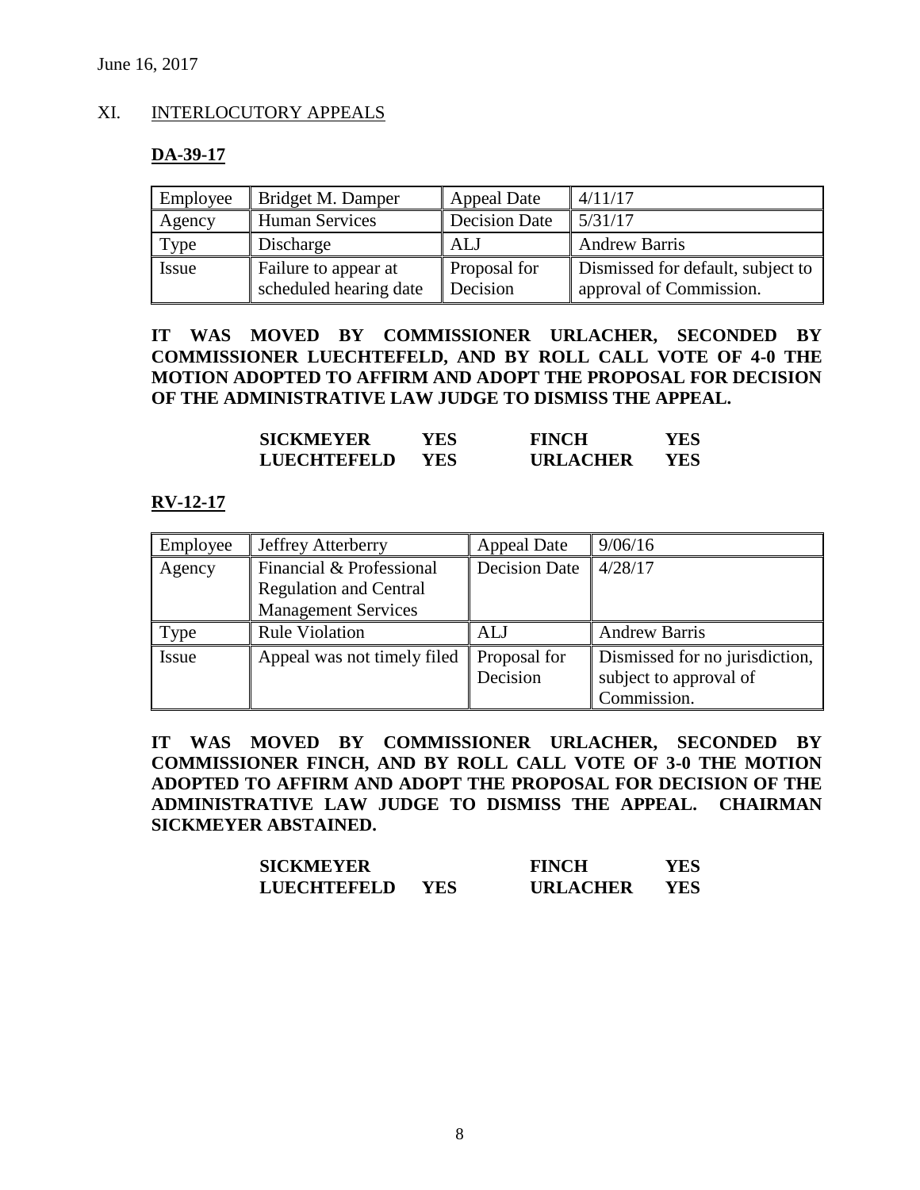June 16, 2017

## XI. INTERLOCUTORY APPEALS

### DA-39-17

| Employee | Bridget M. Damper | Appeal Date | 4/11/17 |
|---|---|---|---|
| Agency | Human Services | Decision Date | 5/31/17 |
| Type | Discharge | ALJ | Andrew Barris |
| Issue | Failure to appear at scheduled hearing date | Proposal for Decision | Dismissed for default, subject to approval of Commission. |

**IT WAS MOVED BY COMMISSIONER URLACHER, SECONDED BY COMMISSIONER LUECHTEFELD, AND BY ROLL CALL VOTE OF 4-0 THE MOTION ADOPTED TO AFFIRM AND ADOPT THE PROPOSAL FOR DECISION OF THE ADMINISTRATIVE LAW JUDGE TO DISMISS THE APPEAL.**

| | | | |
|---|---|---|---|
| **SICKMEYER** | **YES** | **FINCH** | **YES** |
| **LUECHTEFELD** | **YES** | **URLACHER** | **YES** |

### RV-12-17

| Employee | Jeffrey Atterberry | Appeal Date | 9/06/16 |
|---|---|---|---|
| Agency | Financial & Professional Regulation and Central Management Services | Decision Date | 4/28/17 |
| Type | Rule Violation | ALJ | Andrew Barris |
| Issue | Appeal was not timely filed | Proposal for Decision | Dismissed for no jurisdiction, subject to approval of Commission. |

**IT WAS MOVED BY COMMISSIONER URLACHER, SECONDED BY COMMISSIONER FINCH, AND BY ROLL CALL VOTE OF 3-0 THE MOTION ADOPTED TO AFFIRM AND ADOPT THE PROPOSAL FOR DECISION OF THE ADMINISTRATIVE LAW JUDGE TO DISMISS THE APPEAL. CHAIRMAN SICKMEYER ABSTAINED.**

| | | | |
|---|---|---|---|
| **SICKMEYER** | | **FINCH** | **YES** |
| **LUECHTEFELD** | **YES** | **URLACHER** | **YES** |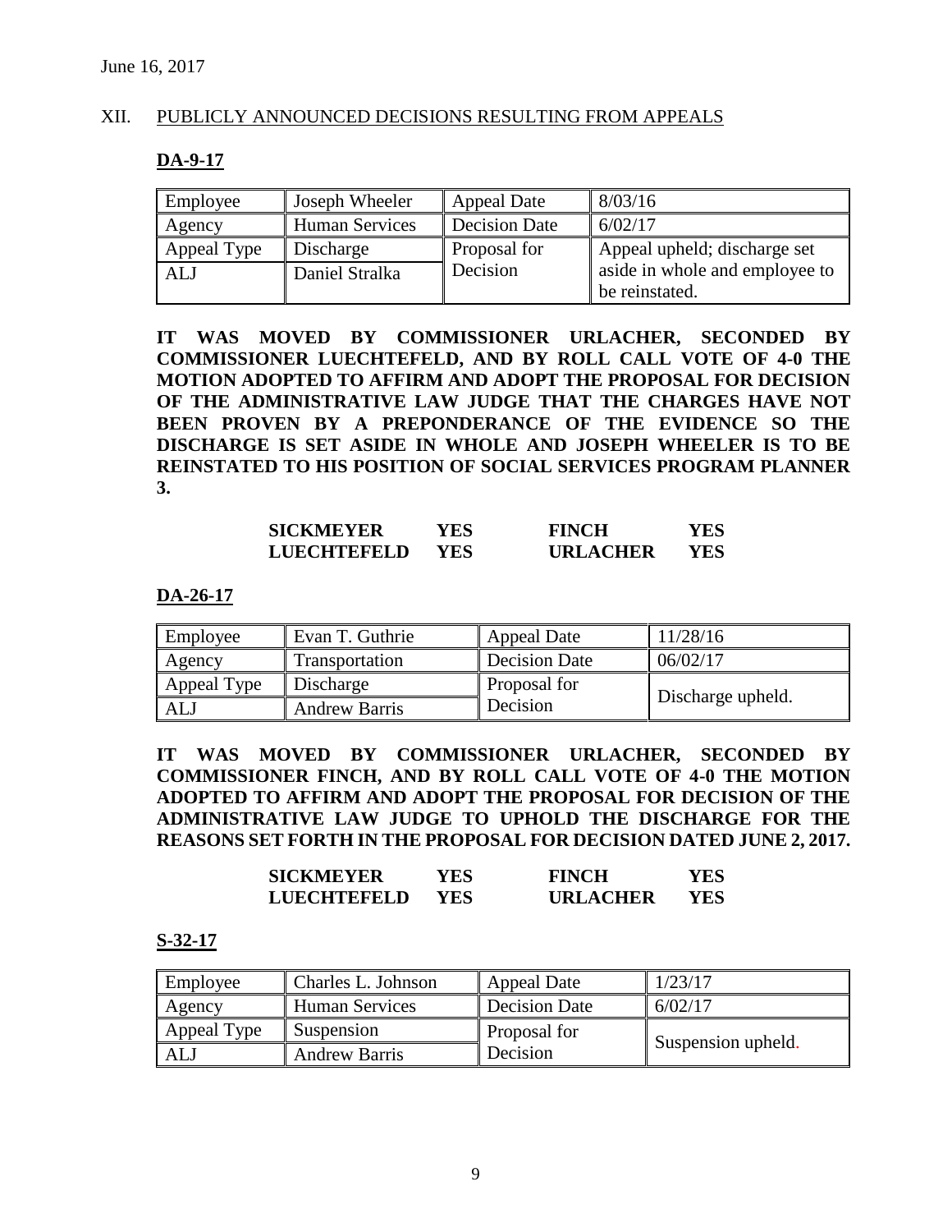June 16, 2017

## XII. PUBLICLY ANNOUNCED DECISIONS RESULTING FROM APPEALS

### DA-9-17

| Employee | Joseph Wheeler | Appeal Date | 8/03/16 |
|---|---|---|---|
| Agency | Human Services | Decision Date | 6/02/17 |
| Appeal Type | Discharge | Proposal for Decision | Appeal upheld; discharge set aside in whole and employee to be reinstated. |
| ALJ | Daniel Stralka | | |

**IT WAS MOVED BY COMMISSIONER URLACHER, SECONDED BY COMMISSIONER LUECHTEFELD, AND BY ROLL CALL VOTE OF 4-0 THE MOTION ADOPTED TO AFFIRM AND ADOPT THE PROPOSAL FOR DECISION OF THE ADMINISTRATIVE LAW JUDGE THAT THE CHARGES HAVE NOT BEEN PROVEN BY A PREPONDERANCE OF THE EVIDENCE SO THE DISCHARGE IS SET ASIDE IN WHOLE AND JOSEPH WHEELER IS TO BE REINSTATED TO HIS POSITION OF SOCIAL SERVICES PROGRAM PLANNER 3.**

| | | | |
|---|---|---|---|
| **SICKMEYER** | **YES** | **FINCH** | **YES** |
| **LUECHTEFELD** | **YES** | **URLACHER** | **YES** |

### DA-26-17

| Employee | Evan T. Guthrie | Appeal Date | 11/28/16 |
|---|---|---|---|
| Agency | Transportation | Decision Date | 06/02/17 |
| Appeal Type | Discharge | Proposal for Decision | Discharge upheld. |
| ALJ | Andrew Barris | | |

**IT WAS MOVED BY COMMISSIONER URLACHER, SECONDED BY COMMISSIONER FINCH, AND BY ROLL CALL VOTE OF 4-0 THE MOTION ADOPTED TO AFFIRM AND ADOPT THE PROPOSAL FOR DECISION OF THE ADMINISTRATIVE LAW JUDGE TO UPHOLD THE DISCHARGE FOR THE REASONS SET FORTH IN THE PROPOSAL FOR DECISION DATED JUNE 2, 2017.**

| | | | |
|---|---|---|---|
| **SICKMEYER** | **YES** | **FINCH** | **YES** |
| **LUECHTEFELD** | **YES** | **URLACHER** | **YES** |

### S-32-17

| Employee | Charles L. Johnson | Appeal Date | 1/23/17 |
|---|---|---|---|
| Agency | Human Services | Decision Date | 6/02/17 |
| Appeal Type | Suspension | Proposal for Decision | Suspension upheld. |
| ALJ | Andrew Barris | | |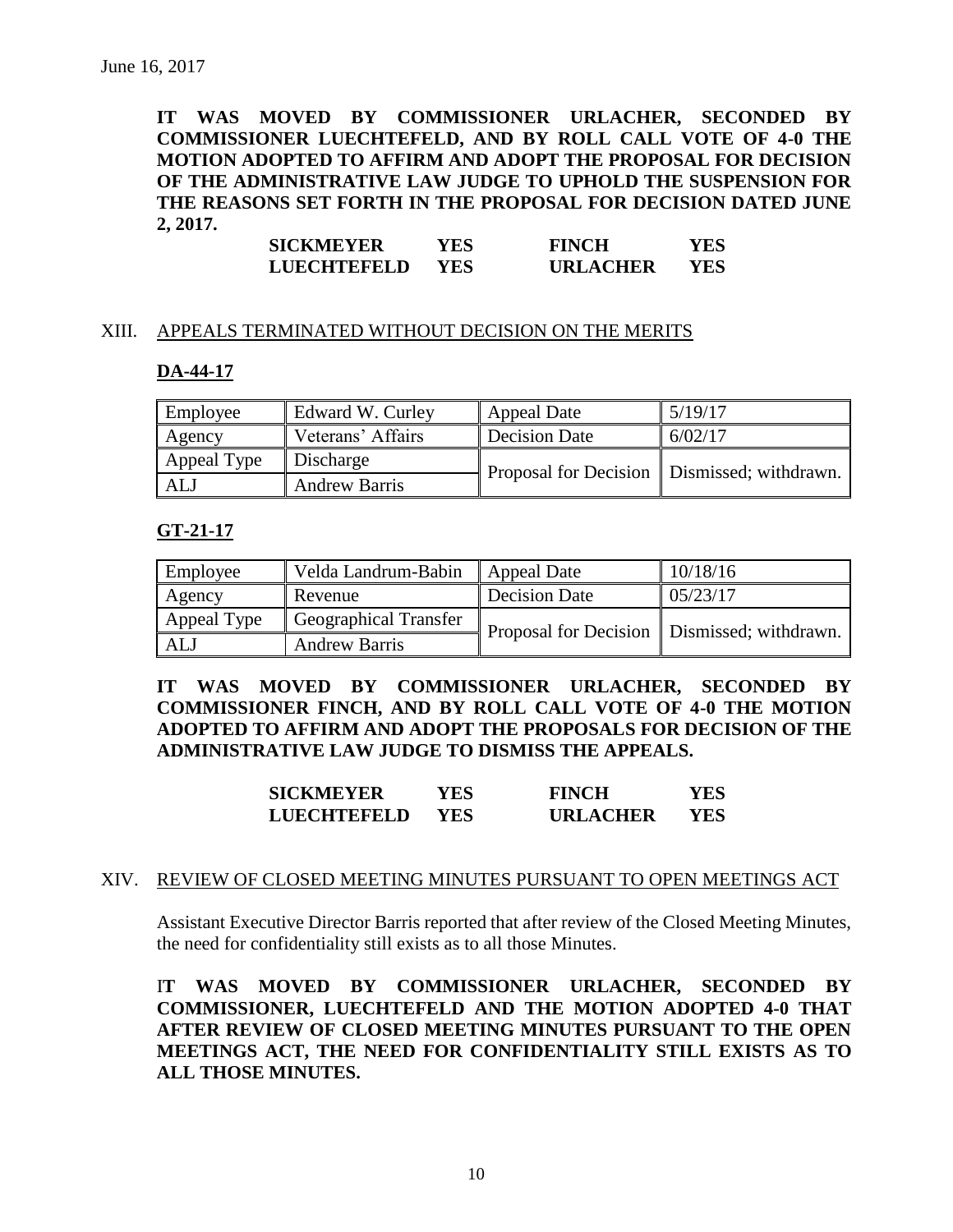June 16, 2017

**IT WAS MOVED BY COMMISSIONER URLACHER, SECONDED BY COMMISSIONER LUECHTEFELD, AND BY ROLL CALL VOTE OF 4-0 THE MOTION ADOPTED TO AFFIRM AND ADOPT THE PROPOSAL FOR DECISION OF THE ADMINISTRATIVE LAW JUDGE TO UPHOLD THE SUSPENSION FOR THE REASONS SET FORTH IN THE PROPOSAL FOR DECISION DATED JUNE 2, 2017.**

| | | | |
|---|---|---|---|
| **SICKMEYER** | **YES** | **FINCH** | **YES** |
| **LUECHTEFELD** | **YES** | **URLACHER** | **YES** |

XIII. APPEALS TERMINATED WITHOUT DECISION ON THE MERITS

**DA-44-17**

| Employee | Edward W. Curley | Appeal Date | 5/19/17 |
|---|---|---|---|
| Agency | Veterans' Affairs | Decision Date | 6/02/17 |
| Appeal Type | Discharge | Proposal for Decision | Dismissed; withdrawn. |
| ALJ | Andrew Barris | | |

**GT-21-17**

| Employee | Velda Landrum-Babin | Appeal Date | 10/18/16 |
|---|---|---|---|
| Agency | Revenue | Decision Date | 05/23/17 |
| Appeal Type | Geographical Transfer | Proposal for Decision | Dismissed; withdrawn. |
| ALJ | Andrew Barris | | |

**IT WAS MOVED BY COMMISSIONER URLACHER, SECONDED BY COMMISSIONER FINCH, AND BY ROLL CALL VOTE OF 4-0 THE MOTION ADOPTED TO AFFIRM AND ADOPT THE PROPOSALS FOR DECISION OF THE ADMINISTRATIVE LAW JUDGE TO DISMISS THE APPEALS.**

| | | | |
|---|---|---|---|
| **SICKMEYER** | **YES** | **FINCH** | **YES** |
| **LUECHTEFELD** | **YES** | **URLACHER** | **YES** |

XIV. REVIEW OF CLOSED MEETING MINUTES PURSUANT TO OPEN MEETINGS ACT

Assistant Executive Director Barris reported that after review of the Closed Meeting Minutes, the need for confidentiality still exists as to all those Minutes.

**IT WAS MOVED BY COMMISSIONER URLACHER, SECONDED BY COMMISSIONER, LUECHTEFELD AND THE MOTION ADOPTED 4-0 THAT AFTER REVIEW OF CLOSED MEETING MINUTES PURSUANT TO THE OPEN MEETINGS ACT, THE NEED FOR CONFIDENTIALITY STILL EXISTS AS TO ALL THOSE MINUTES.**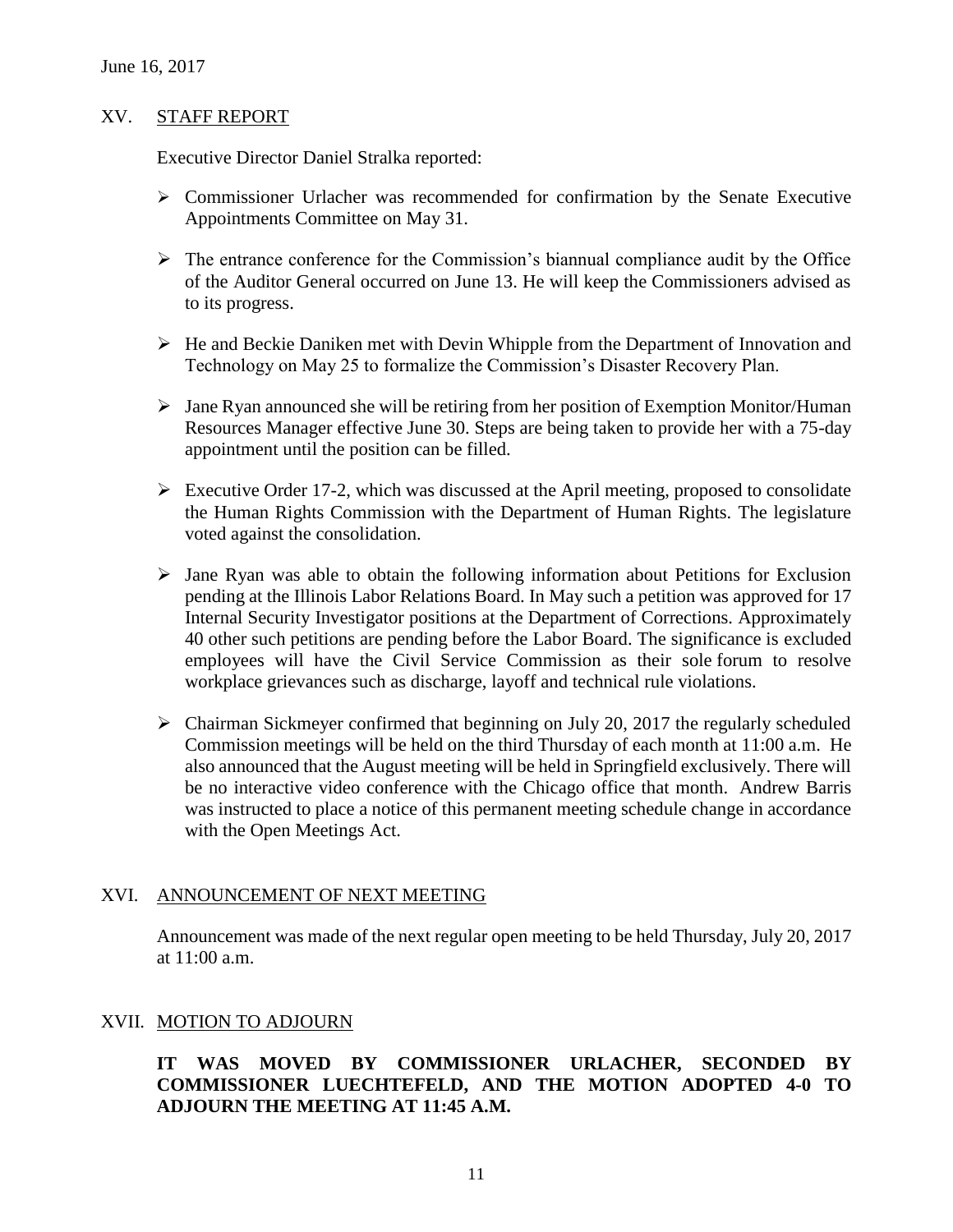## XV. STAFF REPORT

Executive Director Daniel Stralka reported:

- Commissioner Urlacher was recommended for confirmation by the Senate Executive Appointments Committee on May 31.
- The entrance conference for the Commission's biannual compliance audit by the Office of the Auditor General occurred on June 13. He will keep the Commissioners advised as to its progress.
- He and Beckie Daniken met with Devin Whipple from the Department of Innovation and Technology on May 25 to formalize the Commission's Disaster Recovery Plan.
- Jane Ryan announced she will be retiring from her position of Exemption Monitor/Human Resources Manager effective June 30. Steps are being taken to provide her with a 75-day appointment until the position can be filled.
- Executive Order 17-2, which was discussed at the April meeting, proposed to consolidate the Human Rights Commission with the Department of Human Rights. The legislature voted against the consolidation.
- Jane Ryan was able to obtain the following information about Petitions for Exclusion pending at the Illinois Labor Relations Board. In May such a petition was approved for 17 Internal Security Investigator positions at the Department of Corrections. Approximately 40 other such petitions are pending before the Labor Board. The significance is excluded employees will have the Civil Service Commission as their sole forum to resolve workplace grievances such as discharge, layoff and technical rule violations.
- Chairman Sickmeyer confirmed that beginning on July 20, 2017 the regularly scheduled Commission meetings will be held on the third Thursday of each month at 11:00 a.m. He also announced that the August meeting will be held in Springfield exclusively. There will be no interactive video conference with the Chicago office that month. Andrew Barris was instructed to place a notice of this permanent meeting schedule change in accordance with the Open Meetings Act.

## XVI. ANNOUNCEMENT OF NEXT MEETING

Announcement was made of the next regular open meeting to be held Thursday, July 20, 2017 at 11:00 a.m.

## XVII. MOTION TO ADJOURN

**IT WAS MOVED BY COMMISSIONER URLACHER, SECONDED BY COMMISSIONER LUECHTEFELD, AND THE MOTION ADOPTED 4-0 TO ADJOURN THE MEETING AT 11:45 A.M.**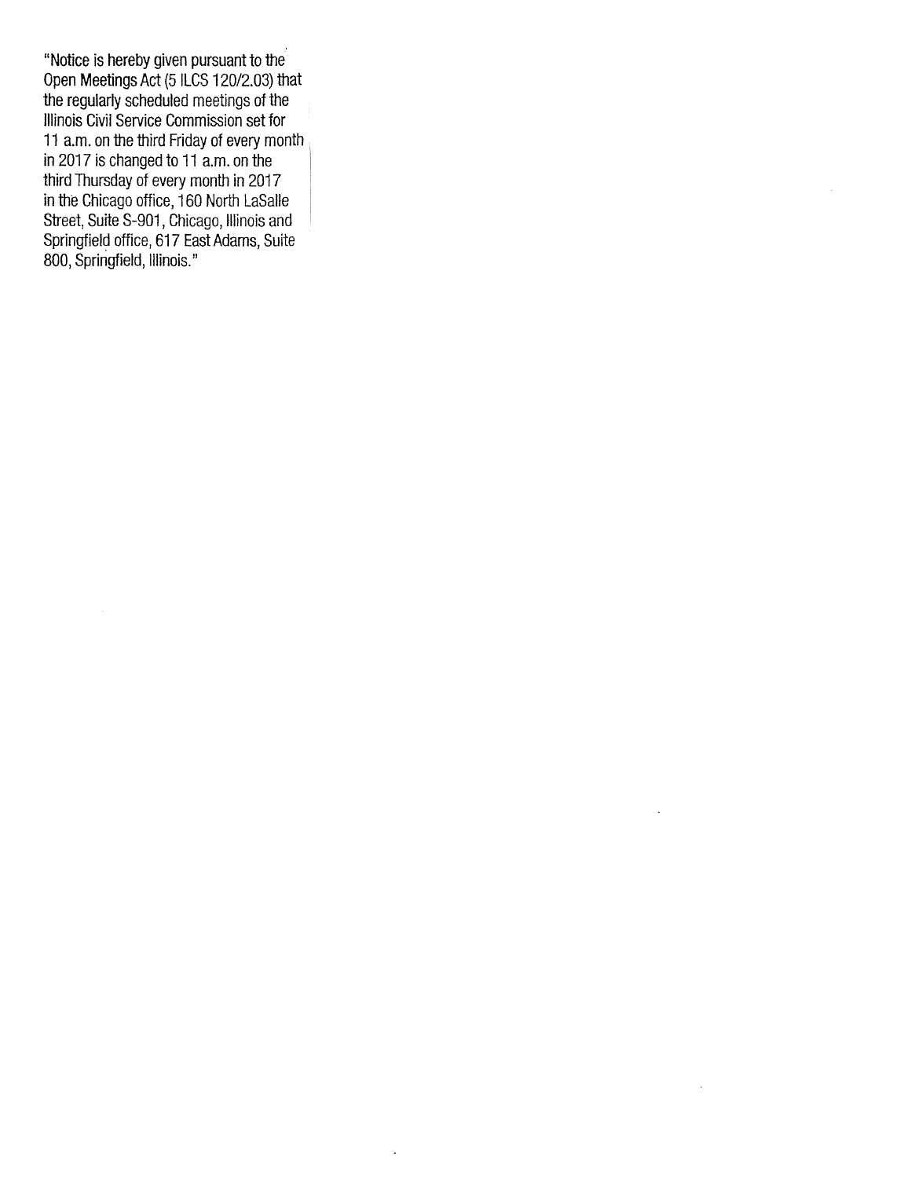"Notice is hereby given pursuant to the Open Meetings Act (5 ILCS 120/2.03) that the regularly scheduled meetings of the Illinois Civil Service Commission set for 11 a.m. on the third Friday of every month in 2017 is changed to 11 a.m. on the third Thursday of every month in 2017 in the Chicago office, 160 North LaSalle Street, Suite S-901, Chicago, Illinois and Springfield office, 617 East Adams, Suite 800, Springfield, Illinois."